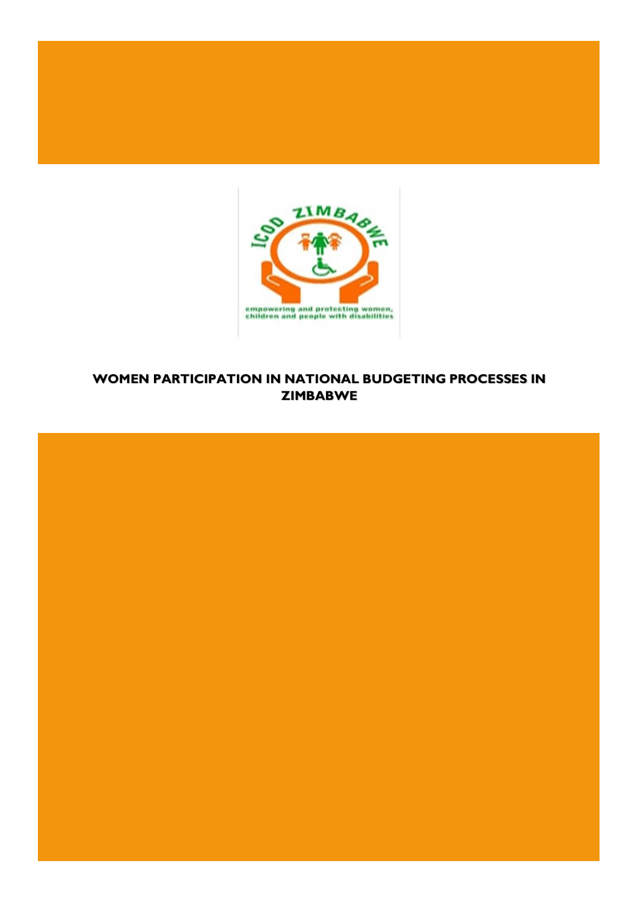# WOMEN PARTICIPATION IN NATIONAL BUDGETING PROCESSES IN ZIMBABWE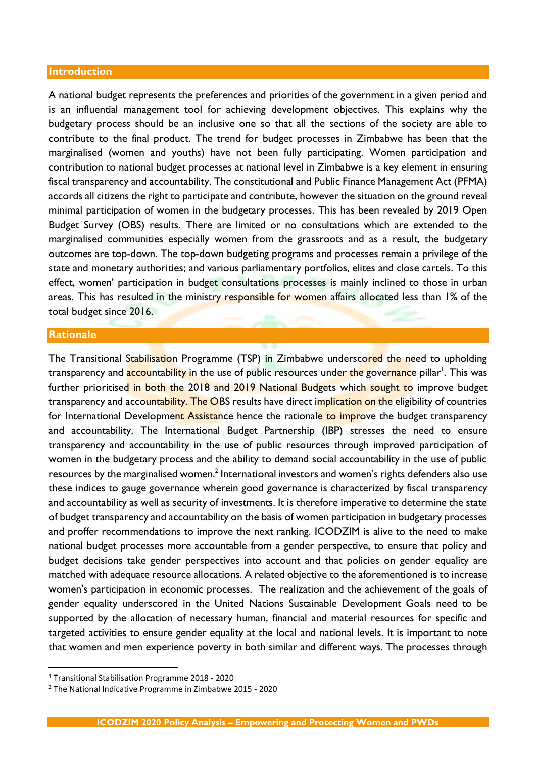## Introduction

A national budget represents the preferences and priorities of the government in a given period and is an influential management tool for achieving development objectives. This explains why the budgetary process should be an inclusive one so that all the sections of the society are able to contribute to the final product. The trend for budget processes in Zimbabwe has been that the marginalised (women and youths) have not been fully participating. Women participation and contribution to national budget processes at national level in Zimbabwe is a key element in ensuring fiscal transparency and accountability. The constitutional and Public Finance Management Act (PFMA) accords all citizens the right to participate and contribute, however the situation on the ground reveal minimal participation of women in the budgetary processes. This has been revealed by 2019 Open Budget Survey (OBS) results. There are limited or no consultations which are extended to the marginalised communities especially women from the grassroots and as a result, the budgetary outcomes are top-down. The top-down budgeting programs and processes remain a privilege of the state and monetary authorities; and various parliamentary portfolios, elites and close cartels. To this effect, women' participation in budget consultations processes is mainly inclined to those in urban areas. This has resulted in the ministry responsible for women affairs allocated less than 1% of the total budget since 2016.

## Rationale

The Transitional Stabilisation Programme (TSP) in Zimbabwe underscored the need to upholding transparency and accountability in the use of public resources under the governance pillar[1]. This was further prioritised in both the 2018 and 2019 National Budgets which sought to improve budget transparency and accountability. The OBS results have direct implication on the eligibility of countries for International Development Assistance hence the rationale to improve the budget transparency and accountability. The International Budget Partnership (IBP) stresses the need to ensure transparency and accountability in the use of public resources through improved participation of women in the budgetary process and the ability to demand social accountability in the use of public resources by the marginalised women.[2] International investors and women's rights defenders also use these indices to gauge governance wherein good governance is characterized by fiscal transparency and accountability as well as security of investments. It is therefore imperative to determine the state of budget transparency and accountability on the basis of women participation in budgetary processes and proffer recommendations to improve the next ranking. ICODZIM is alive to the need to make national budget processes more accountable from a gender perspective, to ensure that policy and budget decisions take gender perspectives into account and that policies on gender equality are matched with adequate resource allocations. A related objective to the aforementioned is to increase women's participation in economic processes. The realization and the achievement of the goals of gender equality underscored in the United Nations Sustainable Development Goals need to be supported by the allocation of necessary human, financial and material resources for specific and targeted activities to ensure gender equality at the local and national levels. It is important to note that women and men experience poverty in both similar and different ways. The processes through

[1] Transitional Stabilisation Programme 2018 - 2020

[2] The National Indicative Programme in Zimbabwe 2015 - 2020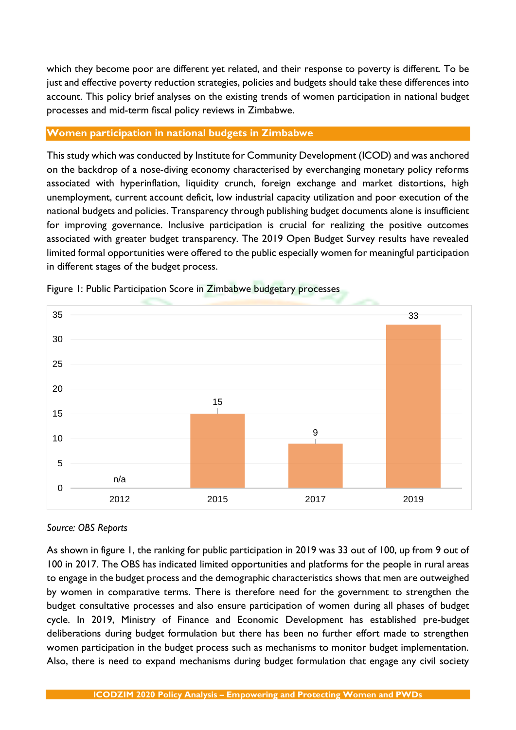which they become poor are different yet related, and their response to poverty is different. To be just and effective poverty reduction strategies, policies and budgets should take these differences into account. This policy brief analyses on the existing trends of women participation in national budget processes and mid-term fiscal policy reviews in Zimbabwe.

## Women participation in national budgets in Zimbabwe

This study which was conducted by Institute for Community Development (ICOD) and was anchored on the backdrop of a nose-diving economy characterised by everchanging monetary policy reforms associated with hyperinflation, liquidity crunch, foreign exchange and market distortions, high unemployment, current account deficit, low industrial capacity utilization and poor execution of the national budgets and policies. Transparency through publishing budget documents alone is insufficient for improving governance. Inclusive participation is crucial for realizing the positive outcomes associated with greater budget transparency. The 2019 Open Budget Survey results have revealed limited formal opportunities were offered to the public especially women for meaningful participation in different stages of the budget process.

Figure 1: Public Participation Score in Zimbabwe budgetary processes

| Year | Score |
|---|---|
| 2012 | n/a |
| 2015 | 15 |
| 2017 | 9 |
| 2019 | 33 |

*Source: OBS Reports*

As shown in figure 1, the ranking for public participation in 2019 was 33 out of 100, up from 9 out of 100 in 2017. The OBS has indicated limited opportunities and platforms for the people in rural areas to engage in the budget process and the demographic characteristics shows that men are outweighed by women in comparative terms. There is therefore need for the government to strengthen the budget consultative processes and also ensure participation of women during all phases of budget cycle. In 2019, Ministry of Finance and Economic Development has established pre-budget deliberations during budget formulation but there has been no further effort made to strengthen women participation in the budget process such as mechanisms to monitor budget implementation. Also, there is need to expand mechanisms during budget formulation that engage any civil society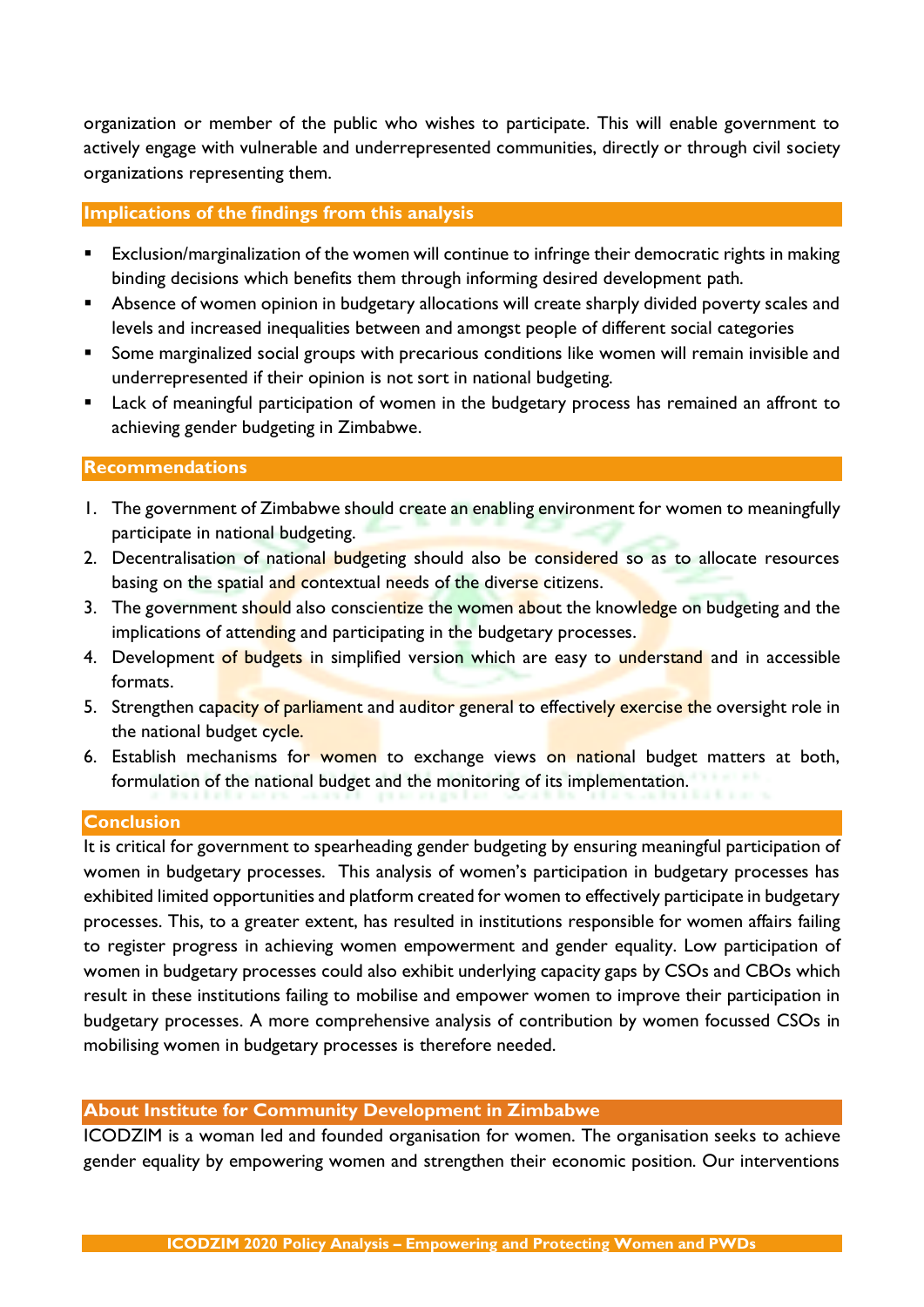organization or member of the public who wishes to participate. This will enable government to actively engage with vulnerable and underrepresented communities, directly or through civil society organizations representing them.

## Implications of the findings from this analysis

- Exclusion/marginalization of the women will continue to infringe their democratic rights in making binding decisions which benefits them through informing desired development path.
- Absence of women opinion in budgetary allocations will create sharply divided poverty scales and levels and increased inequalities between and amongst people of different social categories
- Some marginalized social groups with precarious conditions like women will remain invisible and underrepresented if their opinion is not sort in national budgeting.
- Lack of meaningful participation of women in the budgetary process has remained an affront to achieving gender budgeting in Zimbabwe.

## Recommendations

1. The government of Zimbabwe should create an enabling environment for women to meaningfully participate in national budgeting.
2. Decentralisation of national budgeting should also be considered so as to allocate resources basing on the spatial and contextual needs of the diverse citizens.
3. The government should also conscientize the women about the knowledge on budgeting and the implications of attending and participating in the budgetary processes.
4. Development of budgets in simplified version which are easy to understand and in accessible formats.
5. Strengthen capacity of parliament and auditor general to effectively exercise the oversight role in the national budget cycle.
6. Establish mechanisms for women to exchange views on national budget matters at both, formulation of the national budget and the monitoring of its implementation.

## Conclusion

It is critical for government to spearheading gender budgeting by ensuring meaningful participation of women in budgetary processes. This analysis of women's participation in budgetary processes has exhibited limited opportunities and platform created for women to effectively participate in budgetary processes. This, to a greater extent, has resulted in institutions responsible for women affairs failing to register progress in achieving women empowerment and gender equality. Low participation of women in budgetary processes could also exhibit underlying capacity gaps by CSOs and CBOs which result in these institutions failing to mobilise and empower women to improve their participation in budgetary processes. A more comprehensive analysis of contribution by women focussed CSOs in mobilising women in budgetary processes is therefore needed.

## About Institute for Community Development in Zimbabwe

ICODZIM is a woman led and founded organisation for women. The organisation seeks to achieve gender equality by empowering women and strengthen their economic position. Our interventions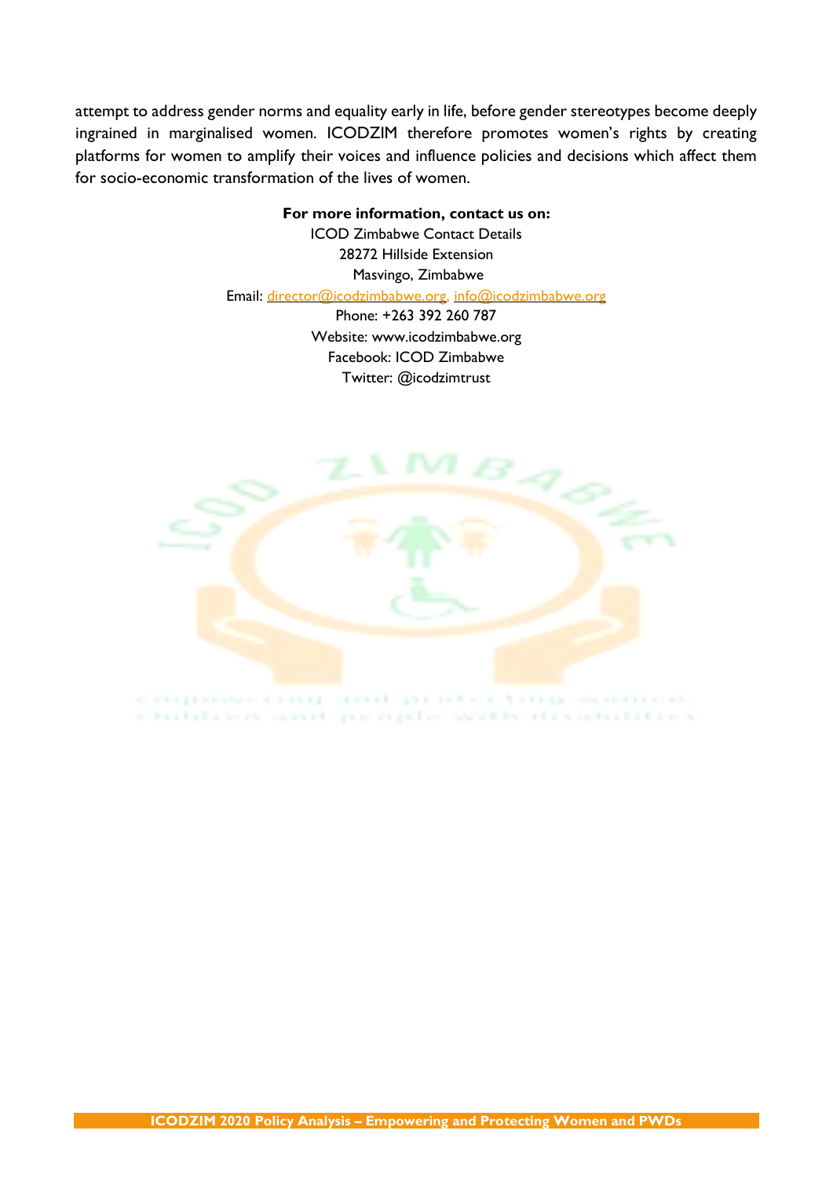attempt to address gender norms and equality early in life, before gender stereotypes become deeply ingrained in marginalised women. ICODZIM therefore promotes women's rights by creating platforms for women to amplify their voices and influence policies and decisions which affect them for socio-economic transformation of the lives of women.

**For more information, contact us on:**

ICOD Zimbabwe Contact Details
28272 Hillside Extension
Masvingo, Zimbabwe
Email: director@icodzimbabwe.org, info@icodzimbabwe.org
Phone: +263 392 260 787
Website: www.icodzimbabwe.org
Facebook: ICOD Zimbabwe
Twitter: @icodzimtrust